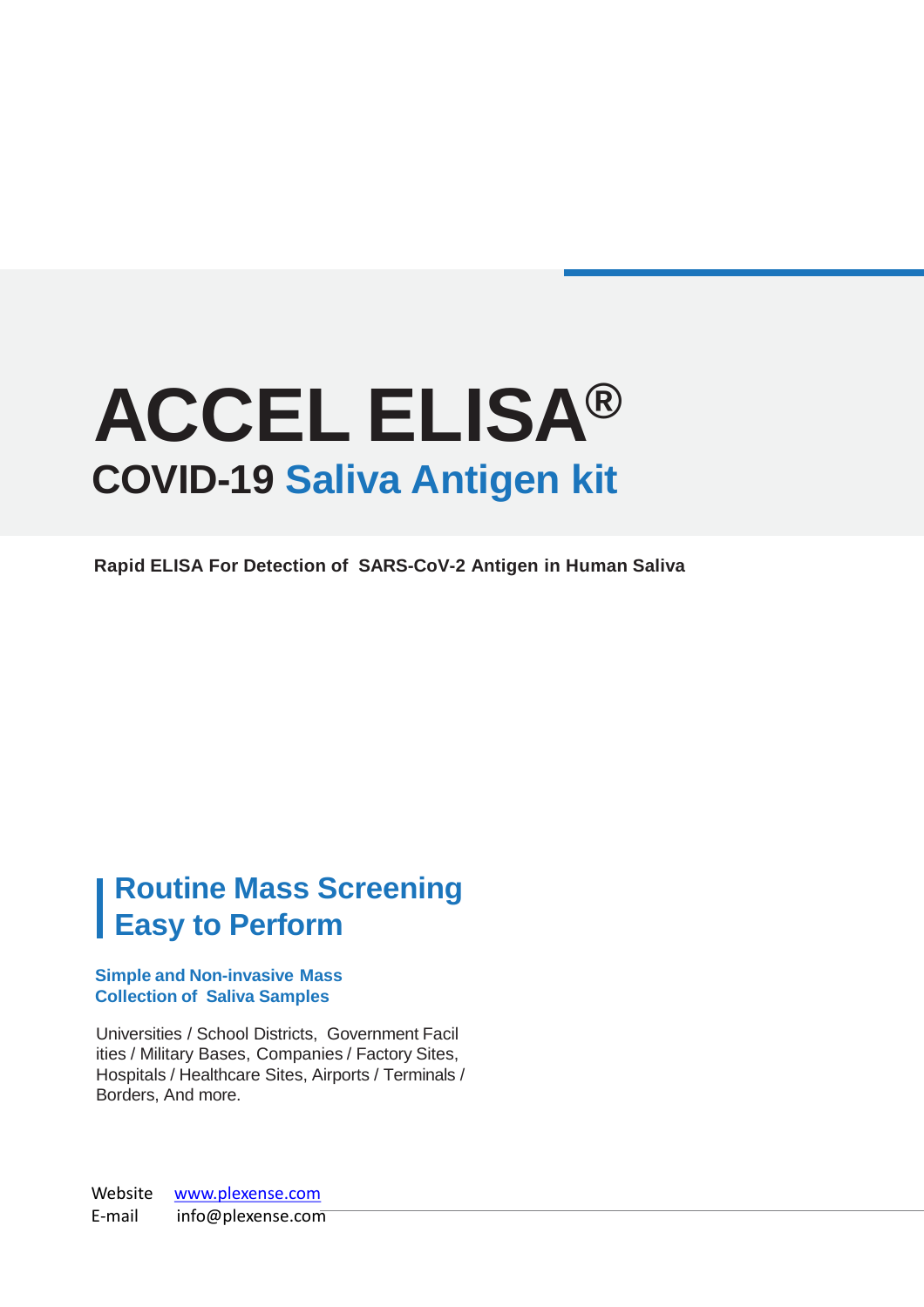# ACCEL ELISA®

## COVID-19 Saliva Antigen kit

**Rapid ELISA For Detection of SARS-CoV-2 Antigen in Human Saliva**

## Routine Mass Screening
## Easy to Perform

**Simple and Non-invasive Mass Collection of Saliva Samples**

Universities / School Districts, Government Facil ities / Military Bases, Companies / Factory Sites, Hospitals / Healthcare Sites, Airports / Terminals / Borders, And more.

Website [www.plexense.com](http://www.plexense.com)
E-mail info@plexense.com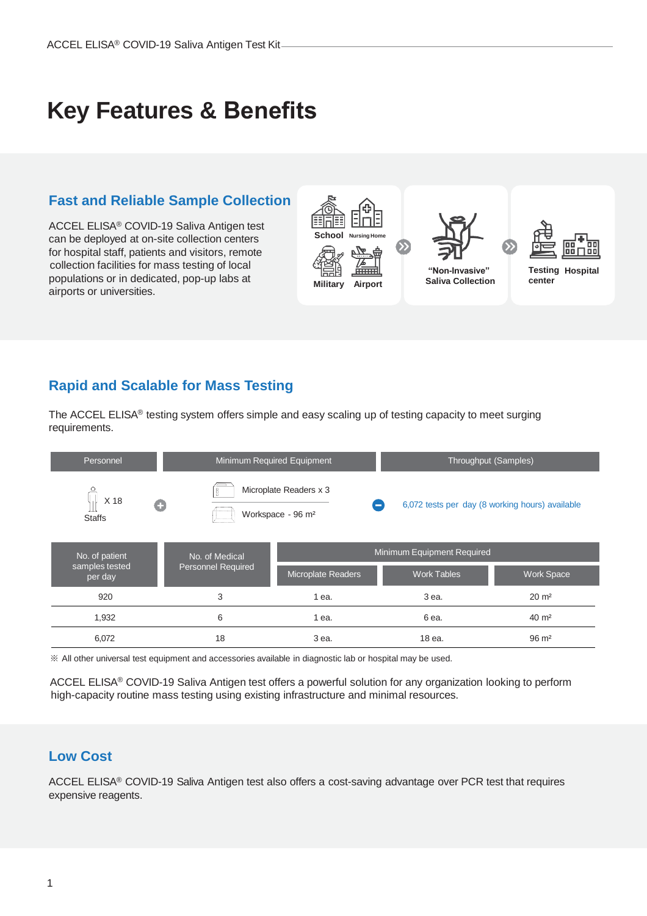# Key Features & Benefits

## Fast and Reliable Sample Collection

ACCEL ELISA® COVID-19 Saliva Antigen test can be deployed at on-site collection centers for hospital staff, patients and visitors, remote collection facilities for mass testing of local populations or in dedicated, pop-up labs at airports or universities.

School · Nursing Home · Military · Airport → "Non-Invasive" Saliva Collection → Testing center · Hospital

## Rapid and Scalable for Mass Testing

The ACCEL ELISA® testing system offers simple and easy scaling up of testing capacity to meet surging requirements.

| Personnel | Minimum Required Equipment | Throughput (Samples) |
|---|---|---|
| X 18 Staffs | Microplate Readers x 3<br>Workspace - 96 m² | 6,072 tests per day (8 working hours) available |

| No. of patient samples tested per day | No. of Medical Personnel Required | Minimum Equipment Required | | |
|---|---|---|---|---|
| | | Microplate Readers | Work Tables | Work Space |
| 920 | 3 | 1 ea. | 3 ea. | 20 m² |
| 1,932 | 6 | 1 ea. | 6 ea. | 40 m² |
| 6,072 | 18 | 3 ea. | 18 ea. | 96 m² |

※ All other universal test equipment and accessories available in diagnostic lab or hospital may be used.

ACCEL ELISA® COVID-19 Saliva Antigen test offers a powerful solution for any organization looking to perform high-capacity routine mass testing using existing infrastructure and minimal resources.

## Low Cost

ACCEL ELISA® COVID-19 Saliva Antigen test also offers a cost-saving advantage over PCR test that requires expensive reagents.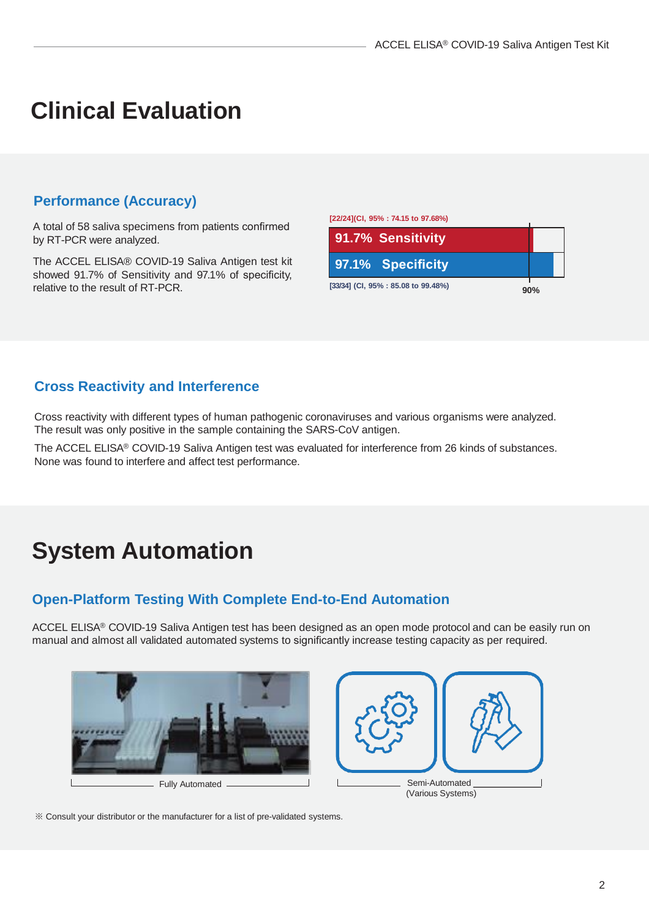# Clinical Evaluation

## Performance (Accuracy)

A total of 58 saliva specimens from patients confirmed by RT-PCR were analyzed.

The ACCEL ELISA® COVID-19 Saliva Antigen test kit showed 91.7% of Sensitivity and 97.1% of specificity, relative to the result of RT-PCR.

[22/24](CI, 95% : 74.15 to 97.68%)

**91.7% Sensitivity**

**97.1% Specificity**

[33/34] (CI, 95% : 85.08 to 99.48%)

90%

## Cross Reactivity and Interference

Cross reactivity with different types of human pathogenic coronaviruses and various organisms were analyzed. The result was only positive in the sample containing the SARS-CoV antigen.

The ACCEL ELISA® COVID-19 Saliva Antigen test was evaluated for interference from 26 kinds of substances. None was found to interfere and affect test performance.

# System Automation

## Open-Platform Testing With Complete End-to-End Automation

ACCEL ELISA® COVID-19 Saliva Antigen test has been designed as an open mode protocol and can be easily run on manual and almost all validated automated systems to significantly increase testing capacity as per required.

Fully Automated

Semi-Automated (Various Systems)

※ Consult your distributor or the manufacturer for a list of pre-validated systems.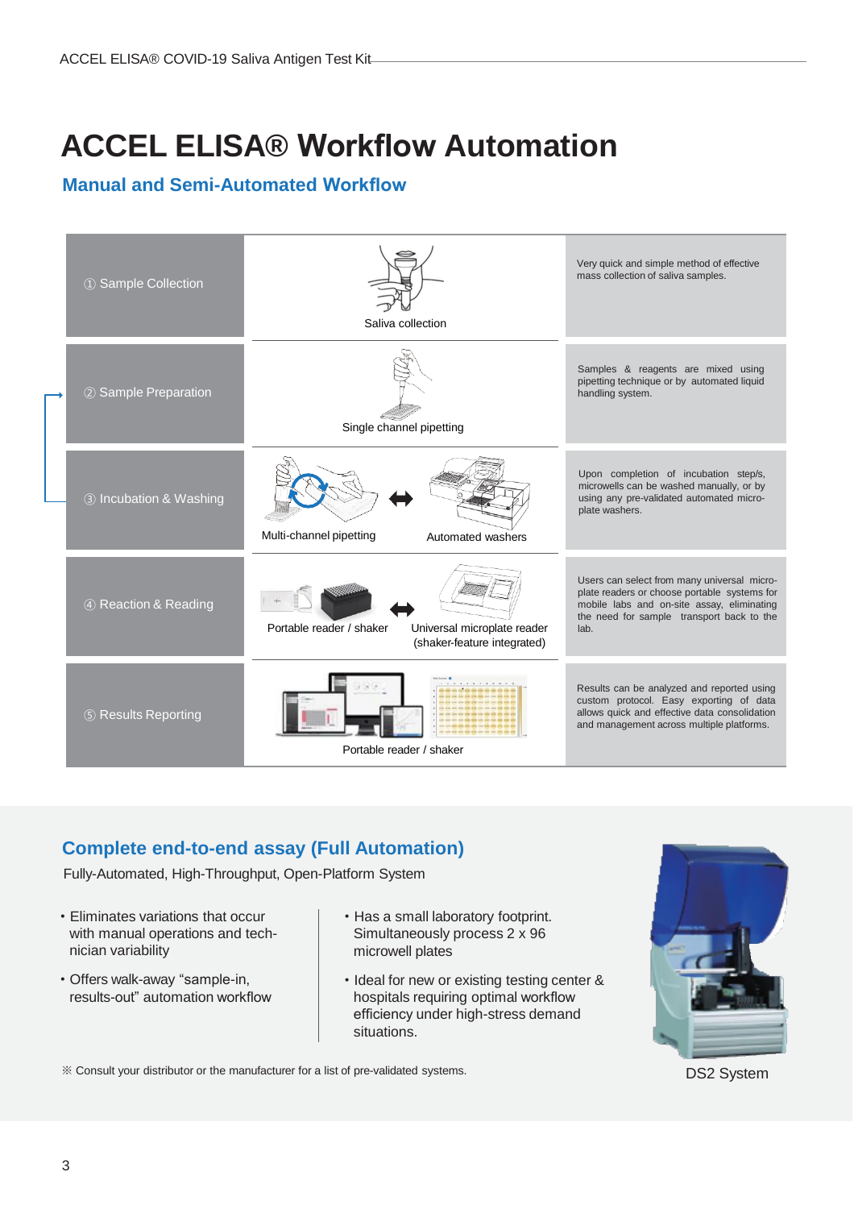# ACCEL ELISA® Workflow Automation

## Manual and Semi-Automated Workflow

| Step | Method | Description |
|---|---|---|
| ① Sample Collection | Saliva collection | Very quick and simple method of effective mass collection of saliva samples. |
| ② Sample Preparation | Single channel pipetting | Samples & reagents are mixed using pipetting technique or by automated liquid handling system. |
| ③ Incubation & Washing | Multi-channel pipetting ↔ Automated washers | Upon completion of incubation step/s, microwells can be washed manually, or by using any pre-validated automated micro-plate washers. |
| ④ Reaction & Reading | Portable reader / shaker ↔ Universal microplate reader (shaker-feature integrated) | Users can select from many universal micro-plate readers or choose portable systems for mobile labs and on-site assay, eliminating the need for sample transport back to the lab. |
| ⑤ Results Reporting | Portable reader / shaker | Results can be analyzed and reported using custom protocol. Easy exporting of data allows quick and effective data consolidation and management across multiple platforms. |

## Complete end-to-end assay (Full Automation)

Fully-Automated, High-Throughput, Open-Platform System

- Eliminates variations that occur with manual operations and technician variability
- Offers walk-away "sample-in, results-out" automation workflow
- Has a small laboratory footprint. Simultaneously process 2 x 96 microwell plates
- Ideal for new or existing testing center & hospitals requiring optimal workflow efficiency under high-stress demand situations.

DS2 System

※ Consult your distributor or the manufacturer for a list of pre-validated systems.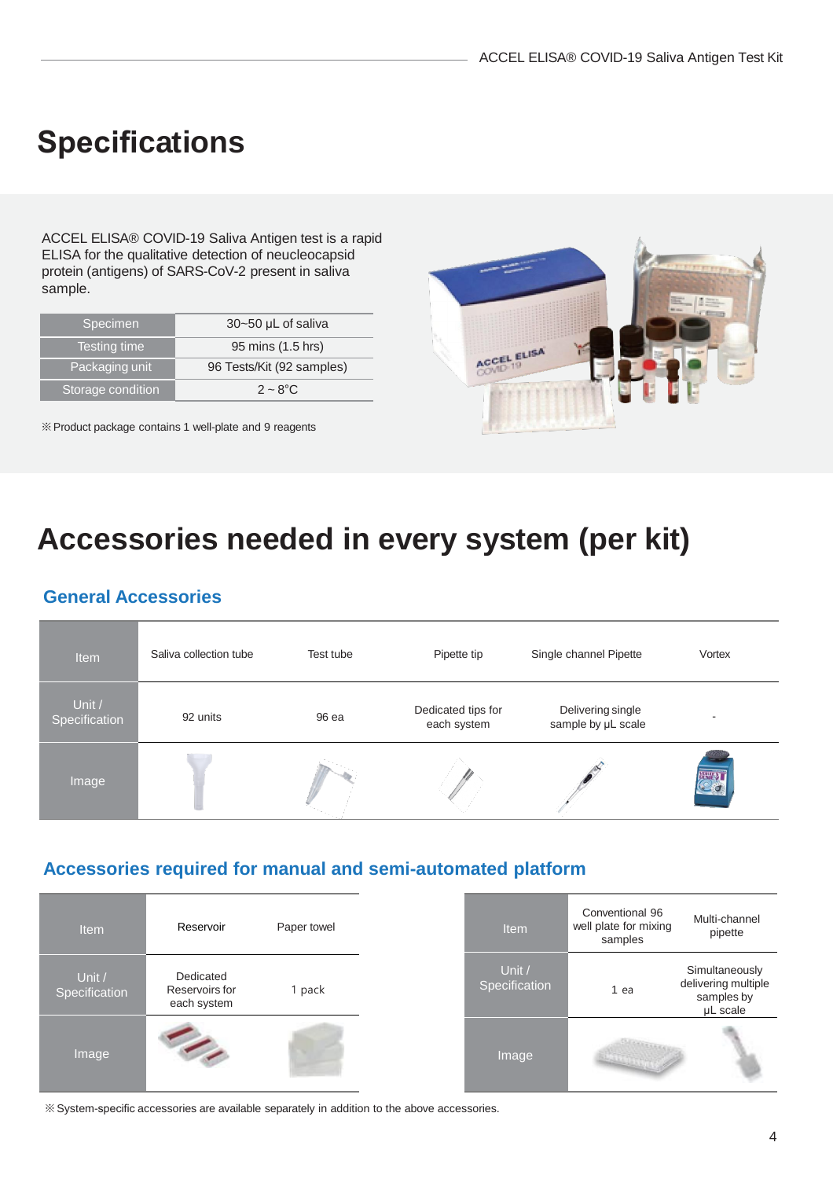# Specifications

ACCEL ELISA® COVID-19 Saliva Antigen test is a rapid ELISA for the qualitative detection of neucleocapsid protein (antigens) of SARS-CoV-2 present in saliva sample.

| | |
|---|---|
| Specimen | 30~50 μL of saliva |
| Testing time | 95 mins (1.5 hrs) |
| Packaging unit | 96 Tests/Kit (92 samples) |
| Storage condition | 2 ~ 8°C |

※ Product package contains 1 well-plate and 9 reagents

# Accessories needed in every system (per kit)

## General Accessories

| Item | Saliva collection tube | Test tube | Pipette tip | Single channel Pipette | Vortex |
|---|---|---|---|---|---|
| Unit / Specification | 92 units | 96 ea | Dedicated tips for each system | Delivering single sample by μL scale | - |
| Image | | | | | |

## Accessories required for manual and semi-automated platform

| Item | Reservoir | Paper towel |
|---|---|---|
| Unit / Specification | Dedicated Reservoirs for each system | 1 pack |
| Image | | |

| Item | Conventional 96 well plate for mixing samples | Multi-channel pipette |
|---|---|---|
| Unit / Specification | 1 ea | Simultaneously delivering multiple samples by μL scale |
| Image | | |

※ System-specific accessories are available separately in addition to the above accessories.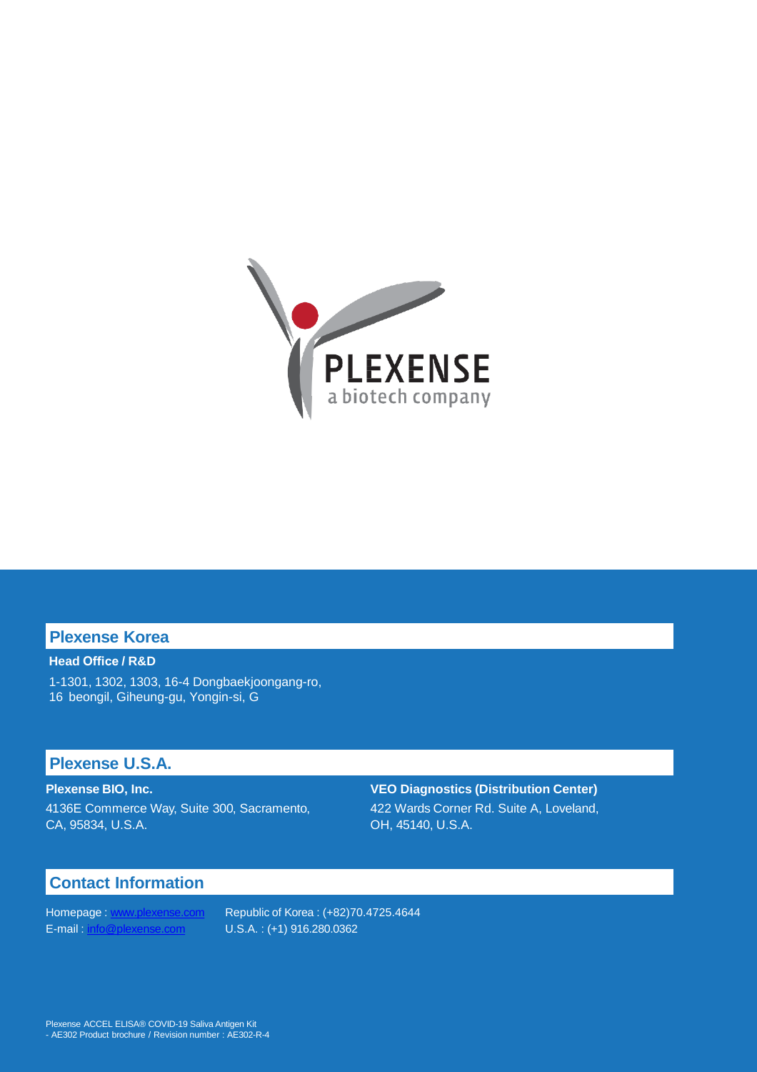PLEXENSE

a biotech company

## Plexense Korea

**Head Office / R&D**

1-1301, 1302, 1303, 16-4 Dongbaekjoongang-ro,
16 beongil, Giheung-gu, Yongin-si, G

## Plexense U.S.A.

**Plexense BIO, Inc.**

4136E Commerce Way, Suite 300, Sacramento,
CA, 95834, U.S.A.

**VEO Diagnostics (Distribution Center)**

422 Wards Corner Rd. Suite A, Loveland,
OH, 45140, U.S.A.

## Contact Information

Homepage : www.plexense.com
E-mail : info@plexense.com

Republic of Korea : (+82)70.4725.4644
U.S.A. : (+1) 916.280.0362

Plexense ACCEL ELISA® COVID-19 Saliva Antigen Kit
- AE302 Product brochure / Revision number : AE302-R-4